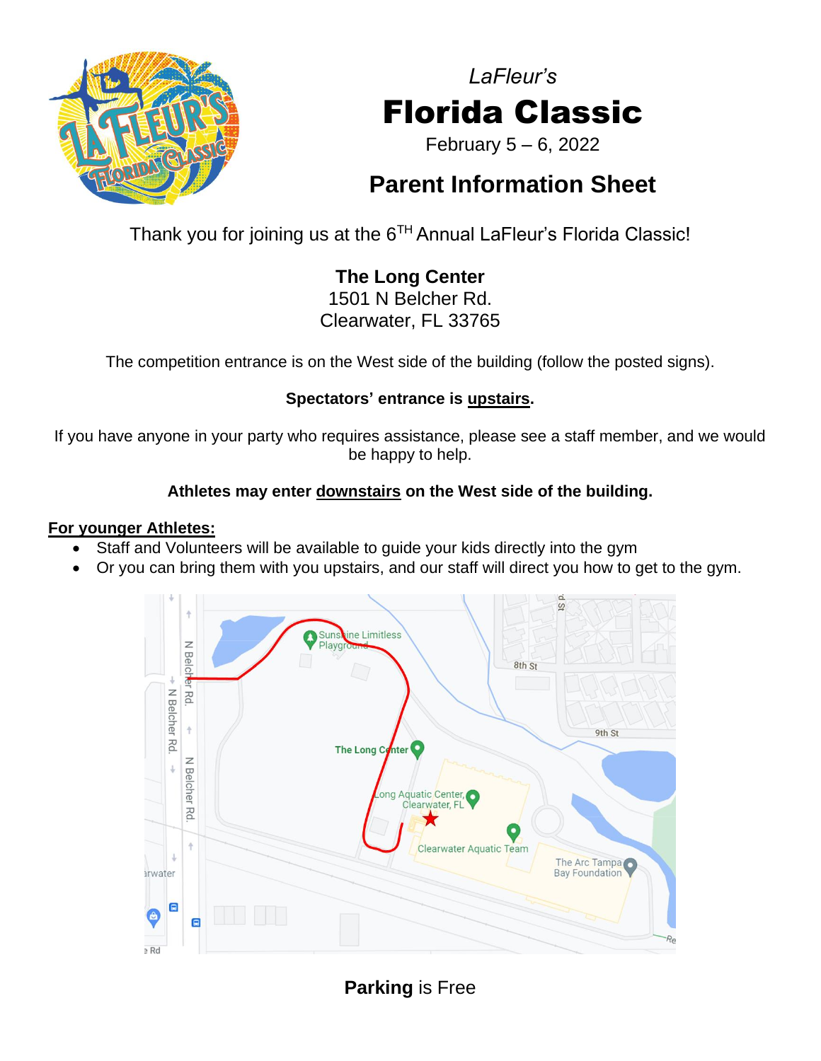*LaFleur's*

# Florida Classic

February 5 – 6, 2022

## Parent Information Sheet

Thank you for joining us at the 6[TH] Annual LaFleur's Florida Classic!

**The Long Center**
1501 N Belcher Rd.
Clearwater, FL 33765

The competition entrance is on the West side of the building (follow the posted signs).

**Spectators' entrance is upstairs.**

If you have anyone in your party who requires assistance, please see a staff member, and we would be happy to help.

**Athletes may enter downstairs on the West side of the building.**

**For younger Athletes:**

- Staff and Volunteers will be available to guide your kids directly into the gym
- Or you can bring them with you upstairs, and our staff will direct you how to get to the gym.

**Parking** is Free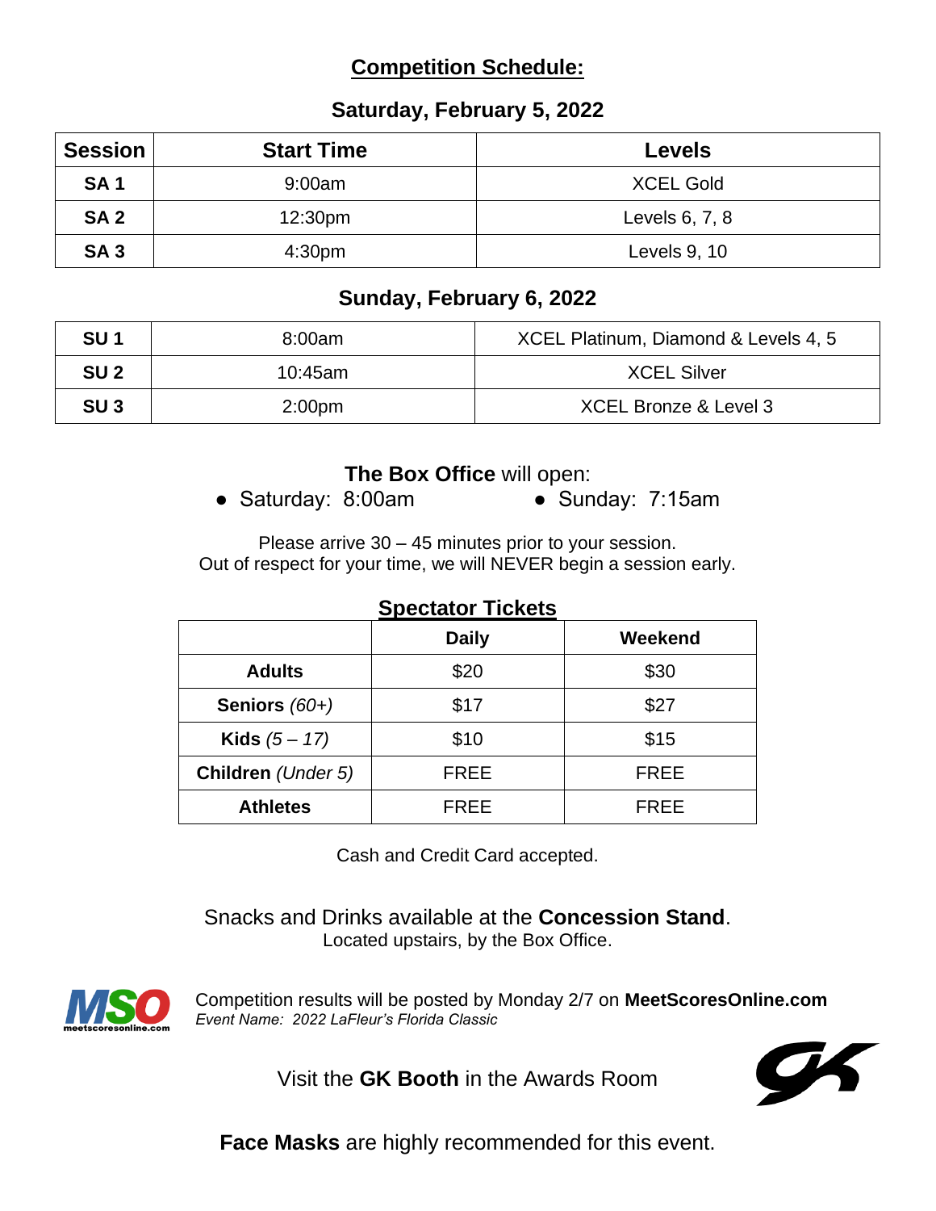## Competition Schedule:

### Saturday, February 5, 2022

| Session | Start Time | Levels |
|---|---|---|
| **SA 1** | 9:00am | XCEL Gold |
| **SA 2** | 12:30pm | Levels 6, 7, 8 |
| **SA 3** | 4:30pm | Levels 9, 10 |

### Sunday, February 6, 2022

| | | |
|---|---|---|
| **SU 1** | 8:00am | XCEL Platinum, Diamond & Levels 4, 5 |
| **SU 2** | 10:45am | XCEL Silver |
| **SU 3** | 2:00pm | XCEL Bronze & Level 3 |

**The Box Office** will open:

- Saturday: 8:00am
- Sunday: 7:15am

Please arrive 30 – 45 minutes prior to your session.
Out of respect for your time, we will NEVER begin a session early.

**Spectator Tickets**

| | Daily | Weekend |
|---|---|---|
| **Adults** | $20 | $30 |
| **Seniors** *(60+)* | $17 | $27 |
| **Kids** *(5 – 17)* | $10 | $15 |
| **Children** *(Under 5)* | FREE | FREE |
| **Athletes** | FREE | FREE |

Cash and Credit Card accepted.

Snacks and Drinks available at the **Concession Stand**.
Located upstairs, by the Box Office.

Competition results will be posted by Monday 2/7 on **MeetScoresOnline.com**
*Event Name: 2022 LaFleur's Florida Classic*

Visit the **GK Booth** in the Awards Room

**Face Masks** are highly recommended for this event.